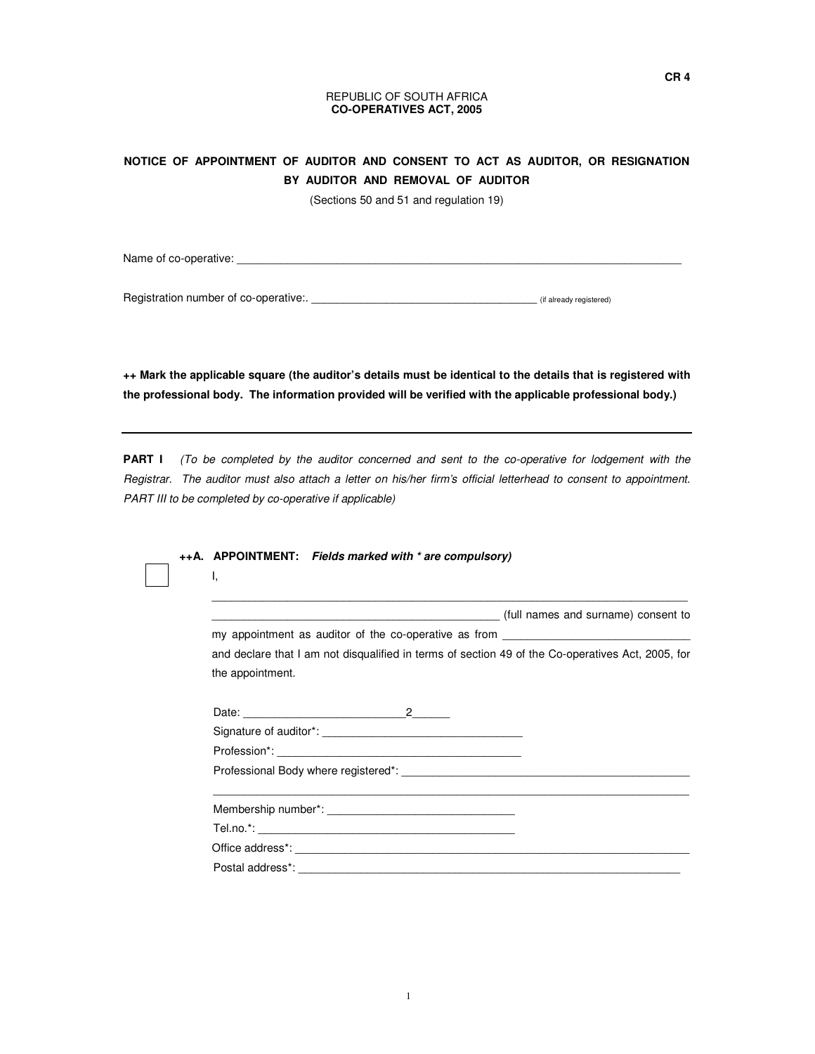CR 4

REPUBLIC OF SOUTH AFRICA
**CO-OPERATIVES ACT, 2005**

**NOTICE OF APPOINTMENT OF AUDITOR AND CONSENT TO ACT AS AUDITOR, OR RESIGNATION BY AUDITOR AND REMOVAL OF AUDITOR**

(Sections 50 and 51 and regulation 19)

Name of co-operative: ___________________________________________________________________________

Registration number of co-operative:. _____________________________________ (if already registered)

**++ Mark the applicable square (the auditor's details must be identical to the details that is registered with the professional body. The information provided will be verified with the applicable professional body.)**

---

**PART I** *(To be completed by the auditor concerned and sent to the co-operative for lodgement with the Registrar. The auditor must also attach a letter on his/her firm's official letterhead to consent to appointment. PART III to be completed by co-operative if applicable)*

☐ **++A. APPOINTMENT:** ***Fields marked with * are compulsory)***

I,

___________________________________________________________________________

_______________________________________________ (full names and surname) consent to my appointment as auditor of the co-operative as from ______________________________ and declare that I am not disqualified in terms of section 49 of the Co-operatives Act, 2005, for the appointment.

Date: __________________________2______

Signature of auditor*: ________________________________

Profession*: _______________________________________

Professional Body where registered*: ______________________________________________

___________________________________________________________________________

Membership number*: _____________________________

Tel.no.*: __________________________________________

Office address*: _________________________________________________________________

Postal address*: ______________________________________________________________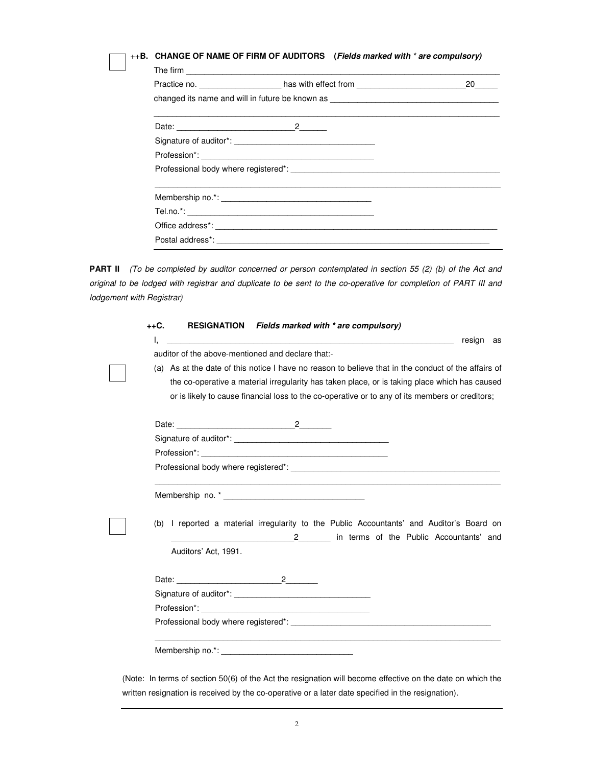☐ ++**B. CHANGE OF NAME OF FIRM OF AUDITORS** (***Fields marked with * are compulsory)***

The firm ___________________________________________________________________

Practice no. __________________ has with effect from ________________________20_____

changed its name and will in future be known as _____________________________________

___________________________________________________________________________

Date: __________________________2______

Signature of auditor*: ________________________________

Profession*: ______________________________________

Professional body where registered*: ____________________________________________

___________________________________________________________________________

Membership no.*: ________________________________

Tel.no.*: ______________________________________

Office address*: _________________________________________________________________

Postal address*: ______________________________________________________________

---

**PART II** *(To be completed by auditor concerned or person contemplated in section 55 (2) (b) of the Act and original to be lodged with registrar and duplicate to be sent to the co-operative for completion of PART III and lodgement with Registrar)*

**++C. RESIGNATION** ***Fields marked with * are compulsory)***

I, _________________________________________________________________ resign as auditor of the above-mentioned and declare that:-

☐ (a) As at the date of this notice I have no reason to believe that in the conduct of the affairs of the co-operative a material irregularity has taken place, or is taking place which has caused or is likely to cause financial loss to the co-operative or to any of its members or creditors;

Date: _________________________2_______

Signature of auditor*: _________________________________

Profession*: _________________________________________

Professional body where registered*: ______________________________________________

___________________________________________________________________________

Membership no. * ______________________________

☐ (b) I reported a material irregularity to the Public Accountants' and Auditor's Board on ___________________________2_______ in terms of the Public Accountants' and Auditors' Act, 1991.

Date: ______________________2_______

Signature of auditor*: _____________________________

Profession*: _____________________________________

Professional body where registered*: ____________________________________________

___________________________________________________________________________

Membership no.*: ____________________________

(Note: In terms of section 50(6) of the Act the resignation will become effective on the date on which the written resignation is received by the co-operative or a later date specified in the resignation).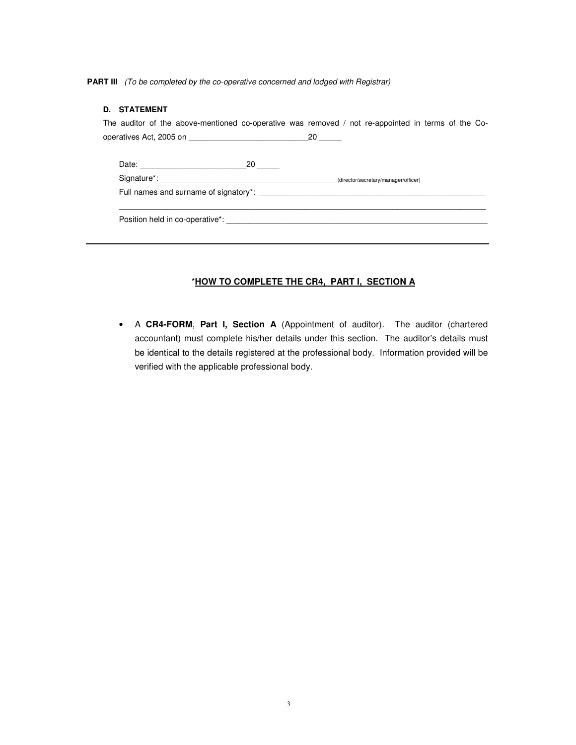**PART III** *(To be completed by the co-operative concerned and lodged with Registrar)*

**D. STATEMENT**

The auditor of the above-mentioned co-operative was removed / not re-appointed in terms of the Co-operatives Act, 2005 on ____________________________20 _____

Date: ________________________20 _____

Signature*: ____________________________________________(director/secretary/manager/officer)

Full names and surname of signatory*: ____________________________________________________

_________________________________________________________________________________

Position held in co-operative*: ____________________________________________________________

---

**\*HOW TO COMPLETE THE CR4, PART I, SECTION A**

- A **CR4-FORM**, **Part I, Section A** (Appointment of auditor). The auditor (chartered accountant) must complete his/her details under this section. The auditor's details must be identical to the details registered at the professional body. Information provided will be verified with the applicable professional body.